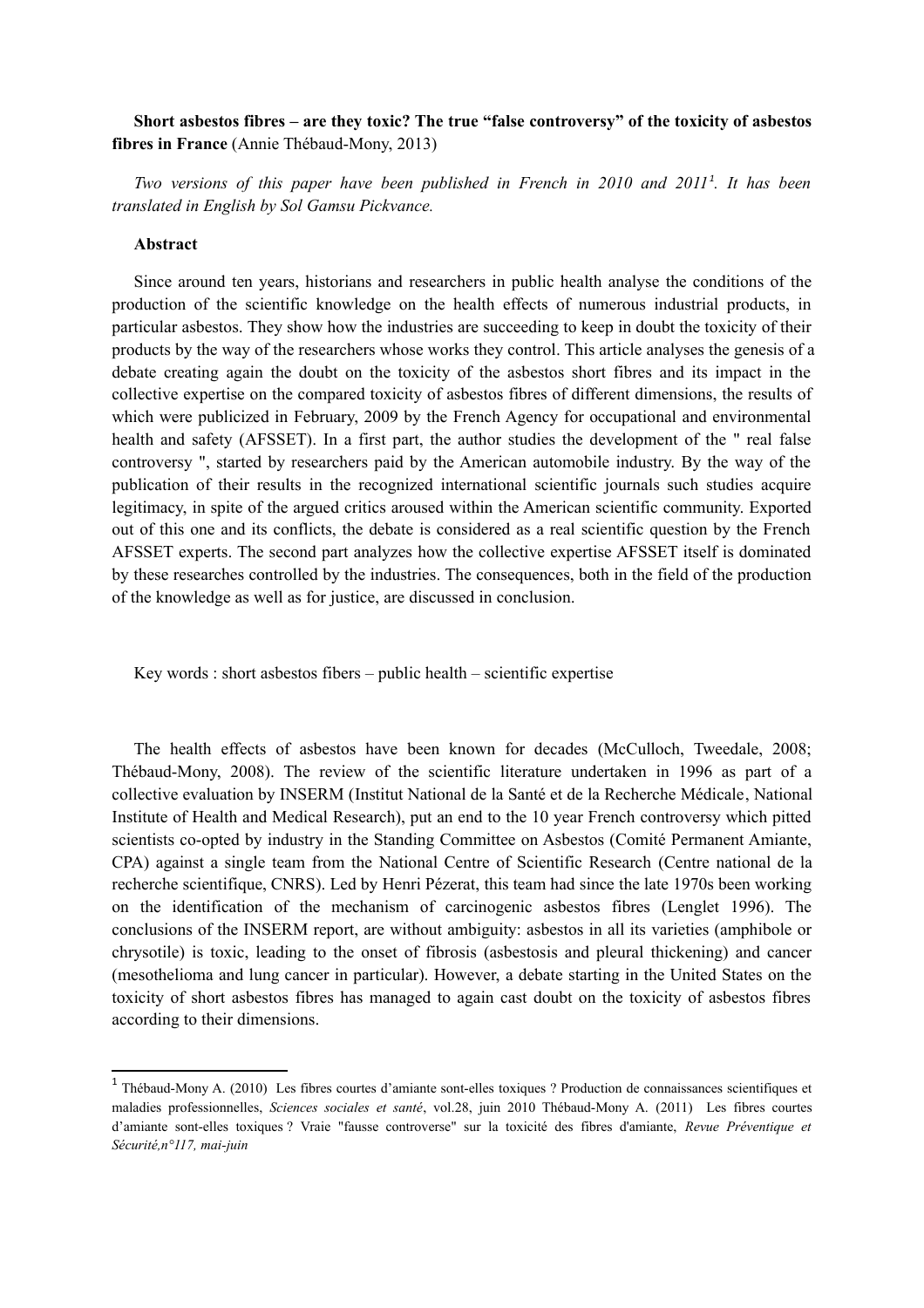**Short asbestos fibres – are they toxic? The true "false controversy" of the toxicity of asbestos fibres in France** (Annie Thébaud-Mony, 2013)

*Two versions of this paper have been published in French in 2010 and 2011*[1]*. It has been translated in English by Sol Gamsu Pickvance.*

**Abstract**

Since around ten years, historians and researchers in public health analyse the conditions of the production of the scientific knowledge on the health effects of numerous industrial products, in particular asbestos. They show how the industries are succeeding to keep in doubt the toxicity of their products by the way of the researchers whose works they control. This article analyses the genesis of a debate creating again the doubt on the toxicity of the asbestos short fibres and its impact in the collective expertise on the compared toxicity of asbestos fibres of different dimensions, the results of which were publicized in February, 2009 by the French Agency for occupational and environmental health and safety (AFSSET). In a first part, the author studies the development of the " real false controversy ", started by researchers paid by the American automobile industry. By the way of the publication of their results in the recognized international scientific journals such studies acquire legitimacy, in spite of the argued critics aroused within the American scientific community. Exported out of this one and its conflicts, the debate is considered as a real scientific question by the French AFSSET experts. The second part analyzes how the collective expertise AFSSET itself is dominated by these researches controlled by the industries. The consequences, both in the field of the production of the knowledge as well as for justice, are discussed in conclusion.

Key words : short asbestos fibers – public health – scientific expertise

The health effects of asbestos have been known for decades (McCulloch, Tweedale, 2008; Thébaud-Mony, 2008). The review of the scientific literature undertaken in 1996 as part of a collective evaluation by INSERM (Institut National de la Santé et de la Recherche Médicale, National Institute of Health and Medical Research), put an end to the 10 year French controversy which pitted scientists co-opted by industry in the Standing Committee on Asbestos (Comité Permanent Amiante, CPA) against a single team from the National Centre of Scientific Research (Centre national de la recherche scientifique, CNRS). Led by Henri Pézerat, this team had since the late 1970s been working on the identification of the mechanism of carcinogenic asbestos fibres (Lenglet 1996). The conclusions of the INSERM report, are without ambiguity: asbestos in all its varieties (amphibole or chrysotile) is toxic, leading to the onset of fibrosis (asbestosis and pleural thickening) and cancer (mesothelioma and lung cancer in particular). However, a debate starting in the United States on the toxicity of short asbestos fibres has managed to again cast doubt on the toxicity of asbestos fibres according to their dimensions.

[1] Thébaud-Mony A. (2010) Les fibres courtes d'amiante sont-elles toxiques ? Production de connaissances scientifiques et maladies professionnelles, *Sciences sociales et santé*, vol.28, juin 2010 Thébaud-Mony A. (2011) Les fibres courtes d'amiante sont-elles toxiques ? Vraie "fausse controverse" sur la toxicité des fibres d'amiante, *Revue Préventique et Sécurité,n°117, mai-juin*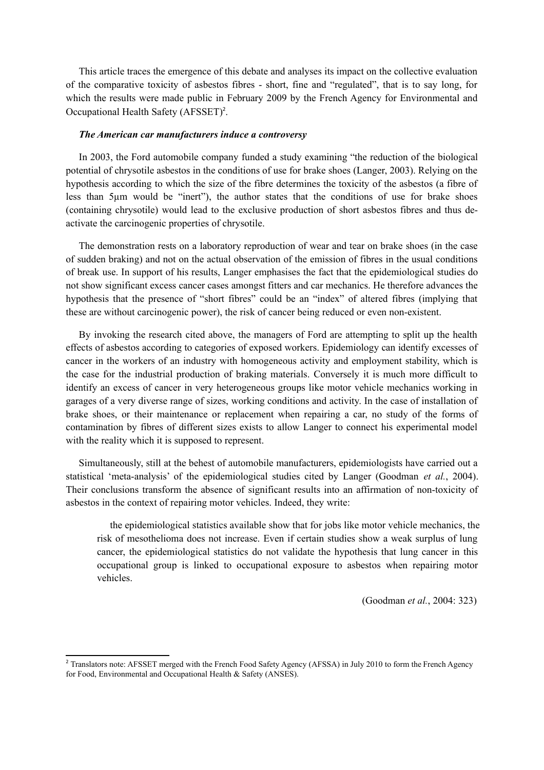This article traces the emergence of this debate and analyses its impact on the collective evaluation of the comparative toxicity of asbestos fibres - short, fine and "regulated", that is to say long, for which the results were made public in February 2009 by the French Agency for Environmental and Occupational Health Safety (AFSSET)[2].

***The American car manufacturers induce a controversy***

In 2003, the Ford automobile company funded a study examining "the reduction of the biological potential of chrysotile asbestos in the conditions of use for brake shoes (Langer, 2003). Relying on the hypothesis according to which the size of the fibre determines the toxicity of the asbestos (a fibre of less than 5µm would be "inert"), the author states that the conditions of use for brake shoes (containing chrysotile) would lead to the exclusive production of short asbestos fibres and thus de-activate the carcinogenic properties of chrysotile.

The demonstration rests on a laboratory reproduction of wear and tear on brake shoes (in the case of sudden braking) and not on the actual observation of the emission of fibres in the usual conditions of break use. In support of his results, Langer emphasises the fact that the epidemiological studies do not show significant excess cancer cases amongst fitters and car mechanics. He therefore advances the hypothesis that the presence of "short fibres" could be an "index" of altered fibres (implying that these are without carcinogenic power), the risk of cancer being reduced or even non-existent.

By invoking the research cited above, the managers of Ford are attempting to split up the health effects of asbestos according to categories of exposed workers. Epidemiology can identify excesses of cancer in the workers of an industry with homogeneous activity and employment stability, which is the case for the industrial production of braking materials. Conversely it is much more difficult to identify an excess of cancer in very heterogeneous groups like motor vehicle mechanics working in garages of a very diverse range of sizes, working conditions and activity. In the case of installation of brake shoes, or their maintenance or replacement when repairing a car, no study of the forms of contamination by fibres of different sizes exists to allow Langer to connect his experimental model with the reality which it is supposed to represent.

Simultaneously, still at the behest of automobile manufacturers, epidemiologists have carried out a statistical 'meta-analysis' of the epidemiological studies cited by Langer (Goodman *et al.*, 2004). Their conclusions transform the absence of significant results into an affirmation of non-toxicity of asbestos in the context of repairing motor vehicles. Indeed, they write:

> the epidemiological statistics available show that for jobs like motor vehicle mechanics, the risk of mesothelioma does not increase. Even if certain studies show a weak surplus of lung cancer, the epidemiological statistics do not validate the hypothesis that lung cancer in this occupational group is linked to occupational exposure to asbestos when repairing motor vehicles.
>
> (Goodman *et al.*, 2004: 323)

---

[2] Translators note: AFSSET merged with the French Food Safety Agency (AFSSA) in July 2010 to form the French Agency for Food, Environmental and Occupational Health & Safety (ANSES).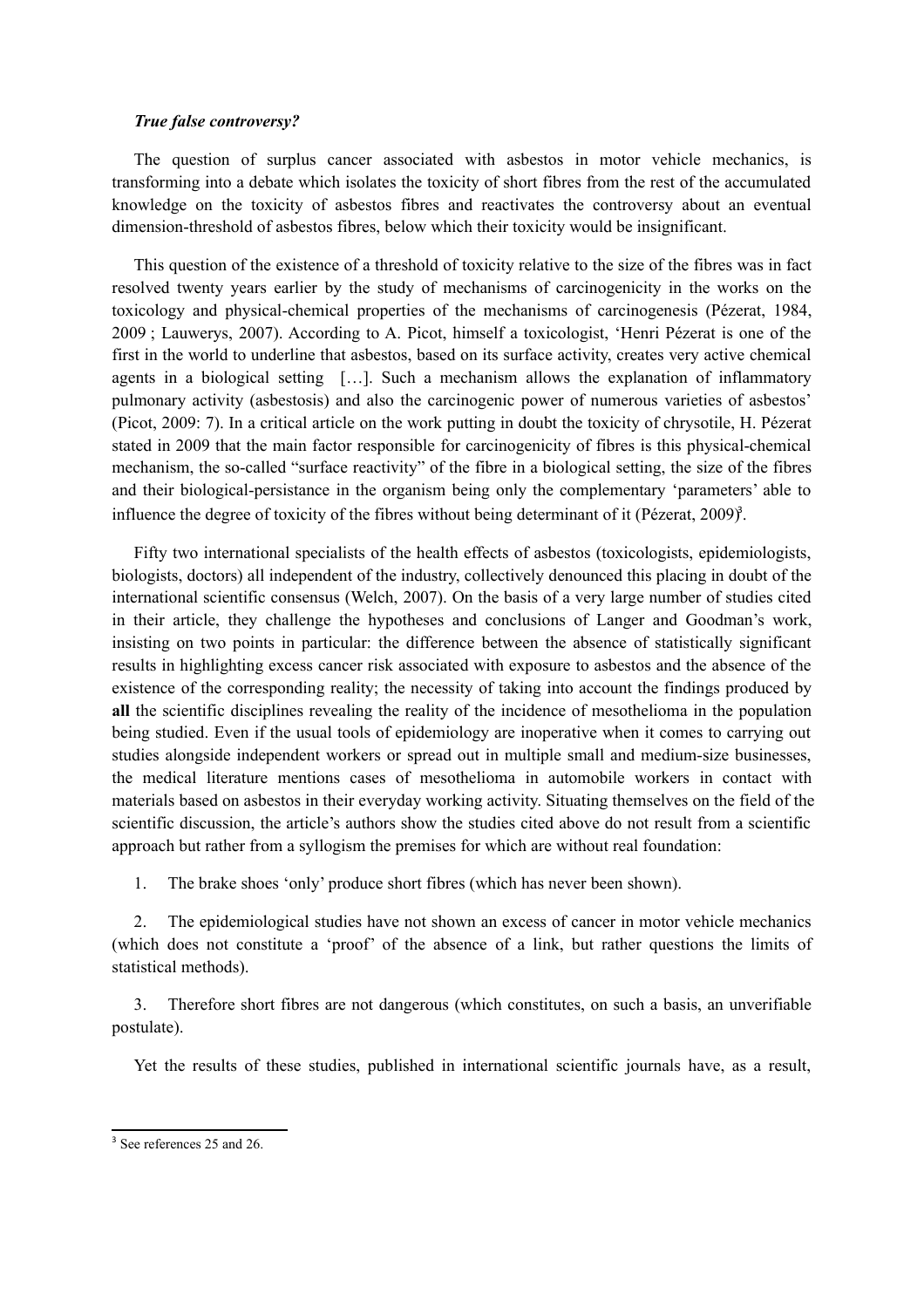***True false controversy?***

The question of surplus cancer associated with asbestos in motor vehicle mechanics, is transforming into a debate which isolates the toxicity of short fibres from the rest of the accumulated knowledge on the toxicity of asbestos fibres and reactivates the controversy about an eventual dimension-threshold of asbestos fibres, below which their toxicity would be insignificant.

This question of the existence of a threshold of toxicity relative to the size of the fibres was in fact resolved twenty years earlier by the study of mechanisms of carcinogenicity in the works on the toxicology and physical-chemical properties of the mechanisms of carcinogenesis (Pézerat, 1984, 2009 ; Lauwerys, 2007). According to A. Picot, himself a toxicologist, 'Henri Pézerat is one of the first in the world to underline that asbestos, based on its surface activity, creates very active chemical agents in a biological setting […]. Such a mechanism allows the explanation of inflammatory pulmonary activity (asbestosis) and also the carcinogenic power of numerous varieties of asbestos' (Picot, 2009: 7). In a critical article on the work putting in doubt the toxicity of chrysotile, H. Pézerat stated in 2009 that the main factor responsible for carcinogenicity of fibres is this physical-chemical mechanism, the so-called "surface reactivity" of the fibre in a biological setting, the size of the fibres and their biological-persistance in the organism being only the complementary 'parameters' able to influence the degree of toxicity of the fibres without being determinant of it (Pézerat, 2009)[3].

Fifty two international specialists of the health effects of asbestos (toxicologists, epidemiologists, biologists, doctors) all independent of the industry, collectively denounced this placing in doubt of the international scientific consensus (Welch, 2007). On the basis of a very large number of studies cited in their article, they challenge the hypotheses and conclusions of Langer and Goodman's work, insisting on two points in particular: the difference between the absence of statistically significant results in highlighting excess cancer risk associated with exposure to asbestos and the absence of the existence of the corresponding reality; the necessity of taking into account the findings produced by **all** the scientific disciplines revealing the reality of the incidence of mesothelioma in the population being studied. Even if the usual tools of epidemiology are inoperative when it comes to carrying out studies alongside independent workers or spread out in multiple small and medium-size businesses, the medical literature mentions cases of mesothelioma in automobile workers in contact with materials based on asbestos in their everyday working activity. Situating themselves on the field of the scientific discussion, the article's authors show the studies cited above do not result from a scientific approach but rather from a syllogism the premises for which are without real foundation:

1. The brake shoes 'only' produce short fibres (which has never been shown).

2. The epidemiological studies have not shown an excess of cancer in motor vehicle mechanics (which does not constitute a 'proof' of the absence of a link, but rather questions the limits of statistical methods).

3. Therefore short fibres are not dangerous (which constitutes, on such a basis, an unverifiable postulate).

Yet the results of these studies, published in international scientific journals have, as a result,

[3] See references 25 and 26.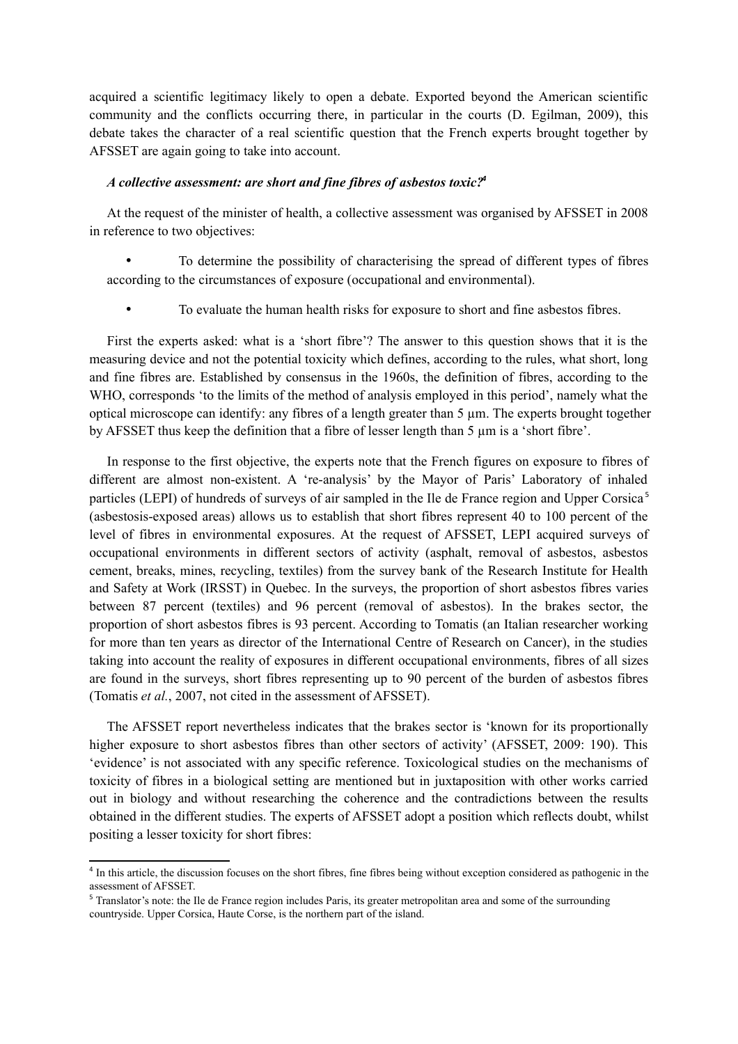acquired a scientific legitimacy likely to open a debate. Exported beyond the American scientific community and the conflicts occurring there, in particular in the courts (D. Egilman, 2009), this debate takes the character of a real scientific question that the French experts brought together by AFSSET are again going to take into account.

### *A collective assessment: are short and fine fibres of asbestos toxic?*[4]

At the request of the minister of health, a collective assessment was organised by AFSSET in 2008 in reference to two objectives:

- To determine the possibility of characterising the spread of different types of fibres according to the circumstances of exposure (occupational and environmental).
- To evaluate the human health risks for exposure to short and fine asbestos fibres.

First the experts asked: what is a 'short fibre'? The answer to this question shows that it is the measuring device and not the potential toxicity which defines, according to the rules, what short, long and fine fibres are. Established by consensus in the 1960s, the definition of fibres, according to the WHO, corresponds 'to the limits of the method of analysis employed in this period', namely what the optical microscope can identify: any fibres of a length greater than 5 µm. The experts brought together by AFSSET thus keep the definition that a fibre of lesser length than 5 µm is a 'short fibre'.

In response to the first objective, the experts note that the French figures on exposure to fibres of different are almost non-existent. A 're-analysis' by the Mayor of Paris' Laboratory of inhaled particles (LEPI) of hundreds of surveys of air sampled in the Ile de France region and Upper Corsica[5] (asbestosis-exposed areas) allows us to establish that short fibres represent 40 to 100 percent of the level of fibres in environmental exposures. At the request of AFSSET, LEPI acquired surveys of occupational environments in different sectors of activity (asphalt, removal of asbestos, asbestos cement, breaks, mines, recycling, textiles) from the survey bank of the Research Institute for Health and Safety at Work (IRSST) in Quebec. In the surveys, the proportion of short asbestos fibres varies between 87 percent (textiles) and 96 percent (removal of asbestos). In the brakes sector, the proportion of short asbestos fibres is 93 percent. According to Tomatis (an Italian researcher working for more than ten years as director of the International Centre of Research on Cancer), in the studies taking into account the reality of exposures in different occupational environments, fibres of all sizes are found in the surveys, short fibres representing up to 90 percent of the burden of asbestos fibres (Tomatis *et al.*, 2007, not cited in the assessment of AFSSET).

The AFSSET report nevertheless indicates that the brakes sector is 'known for its proportionally higher exposure to short asbestos fibres than other sectors of activity' (AFSSET, 2009: 190). This 'evidence' is not associated with any specific reference. Toxicological studies on the mechanisms of toxicity of fibres in a biological setting are mentioned but in juxtaposition with other works carried out in biology and without researching the coherence and the contradictions between the results obtained in the different studies. The experts of AFSSET adopt a position which reflects doubt, whilst positing a lesser toxicity for short fibres:

---

[4] In this article, the discussion focuses on the short fibres, fine fibres being without exception considered as pathogenic in the assessment of AFSSET.

[5] Translator's note: the Ile de France region includes Paris, its greater metropolitan area and some of the surrounding countryside. Upper Corsica, Haute Corse, is the northern part of the island.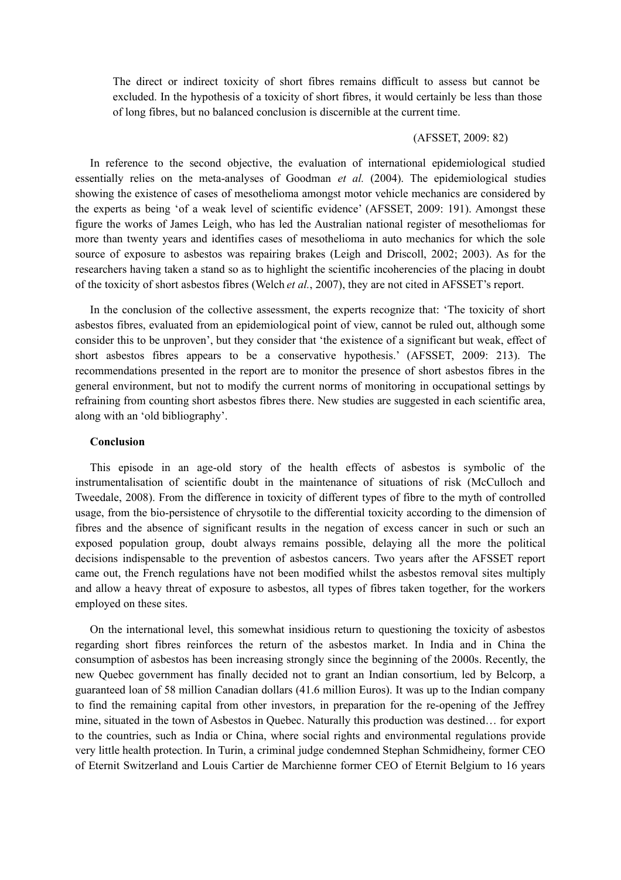> The direct or indirect toxicity of short fibres remains difficult to assess but cannot be excluded. In the hypothesis of a toxicity of short fibres, it would certainly be less than those of long fibres, but no balanced conclusion is discernible at the current time.
>
> (AFSSET, 2009: 82)

In reference to the second objective, the evaluation of international epidemiological studied essentially relies on the meta-analyses of Goodman *et al.* (2004). The epidemiological studies showing the existence of cases of mesothelioma amongst motor vehicle mechanics are considered by the experts as being 'of a weak level of scientific evidence' (AFSSET, 2009: 191). Amongst these figure the works of James Leigh, who has led the Australian national register of mesotheliomas for more than twenty years and identifies cases of mesothelioma in auto mechanics for which the sole source of exposure to asbestos was repairing brakes (Leigh and Driscoll, 2002; 2003). As for the researchers having taken a stand so as to highlight the scientific incoherencies of the placing in doubt of the toxicity of short asbestos fibres (Welch *et al.*, 2007), they are not cited in AFSSET's report.

In the conclusion of the collective assessment, the experts recognize that: 'The toxicity of short asbestos fibres, evaluated from an epidemiological point of view, cannot be ruled out, although some consider this to be unproven', but they consider that 'the existence of a significant but weak, effect of short asbestos fibres appears to be a conservative hypothesis.' (AFSSET, 2009: 213). The recommendations presented in the report are to monitor the presence of short asbestos fibres in the general environment, but not to modify the current norms of monitoring in occupational settings by refraining from counting short asbestos fibres there. New studies are suggested in each scientific area, along with an 'old bibliography'.

**Conclusion**

This episode in an age-old story of the health effects of asbestos is symbolic of the instrumentalisation of scientific doubt in the maintenance of situations of risk (McCulloch and Tweedale, 2008). From the difference in toxicity of different types of fibre to the myth of controlled usage, from the bio-persistence of chrysotile to the differential toxicity according to the dimension of fibres and the absence of significant results in the negation of excess cancer in such or such an exposed population group, doubt always remains possible, delaying all the more the political decisions indispensable to the prevention of asbestos cancers. Two years after the AFSSET report came out, the French regulations have not been modified whilst the asbestos removal sites multiply and allow a heavy threat of exposure to asbestos, all types of fibres taken together, for the workers employed on these sites.

On the international level, this somewhat insidious return to questioning the toxicity of asbestos regarding short fibres reinforces the return of the asbestos market. In India and in China the consumption of asbestos has been increasing strongly since the beginning of the 2000s. Recently, the new Quebec government has finally decided not to grant an Indian consortium, led by Belcorp, a guaranteed loan of 58 million Canadian dollars (41.6 million Euros). It was up to the Indian company to find the remaining capital from other investors, in preparation for the re-opening of the Jeffrey mine, situated in the town of Asbestos in Quebec. Naturally this production was destined… for export to the countries, such as India or China, where social rights and environmental regulations provide very little health protection. In Turin, a criminal judge condemned Stephan Schmidheiny, former CEO of Eternit Switzerland and Louis Cartier de Marchienne former CEO of Eternit Belgium to 16 years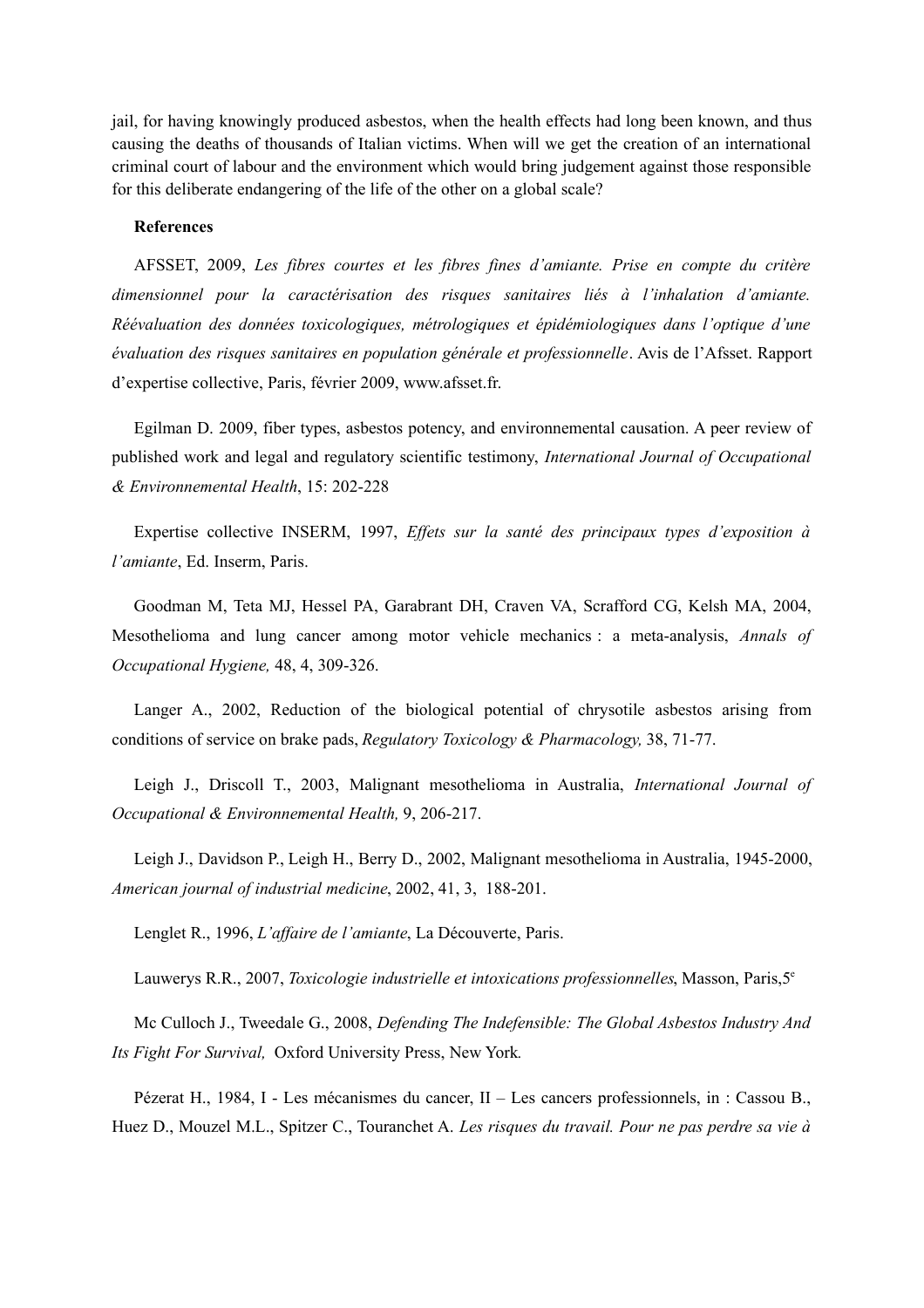jail, for having knowingly produced asbestos, when the health effects had long been known, and thus causing the deaths of thousands of Italian victims. When will we get the creation of an international criminal court of labour and the environment which would bring judgement against those responsible for this deliberate endangering of the life of the other on a global scale?

**References**

AFSSET, 2009, *Les fibres courtes et les fibres fines d'amiante. Prise en compte du critère dimensionnel pour la caractérisation des risques sanitaires liés à l'inhalation d'amiante. Réévaluation des données toxicologiques, métrologiques et épidémiologiques dans l'optique d'une évaluation des risques sanitaires en population générale et professionnelle*. Avis de l'Afsset. Rapport d'expertise collective, Paris, février 2009, www.afsset.fr.

Egilman D. 2009, fiber types, asbestos potency, and environnemental causation. A peer review of published work and legal and regulatory scientific testimony, *International Journal of Occupational & Environnemental Health*, 15: 202-228

Expertise collective INSERM, 1997, *Effets sur la santé des principaux types d'exposition à l'amiante*, Ed. Inserm, Paris.

Goodman M, Teta MJ, Hessel PA, Garabrant DH, Craven VA, Scrafford CG, Kelsh MA, 2004, Mesothelioma and lung cancer among motor vehicle mechanics : a meta-analysis, *Annals of Occupational Hygiene,* 48, 4, 309-326.

Langer A., 2002, Reduction of the biological potential of chrysotile asbestos arising from conditions of service on brake pads, *Regulatory Toxicology & Pharmacology,* 38, 71-77.

Leigh J., Driscoll T., 2003, Malignant mesothelioma in Australia, *International Journal of Occupational & Environnemental Health,* 9, 206-217.

Leigh J., Davidson P., Leigh H., Berry D., 2002, Malignant mesothelioma in Australia, 1945-2000, *American journal of industrial medicine*, 2002, 41, 3, 188-201.

Lenglet R., 1996, *L'affaire de l'amiante*, La Découverte, Paris.

Lauwerys R.R., 2007, *Toxicologie industrielle et intoxications professionnelles*, Masson, Paris,5[e]

Mc Culloch J., Tweedale G., 2008, *Defending The Indefensible: The Global Asbestos Industry And Its Fight For Survival,* Oxford University Press, New York.

Pézerat H., 1984, I - Les mécanismes du cancer, II – Les cancers professionnels, in : Cassou B., Huez D., Mouzel M.L., Spitzer C., Touranchet A. *Les risques du travail. Pour ne pas perdre sa vie à*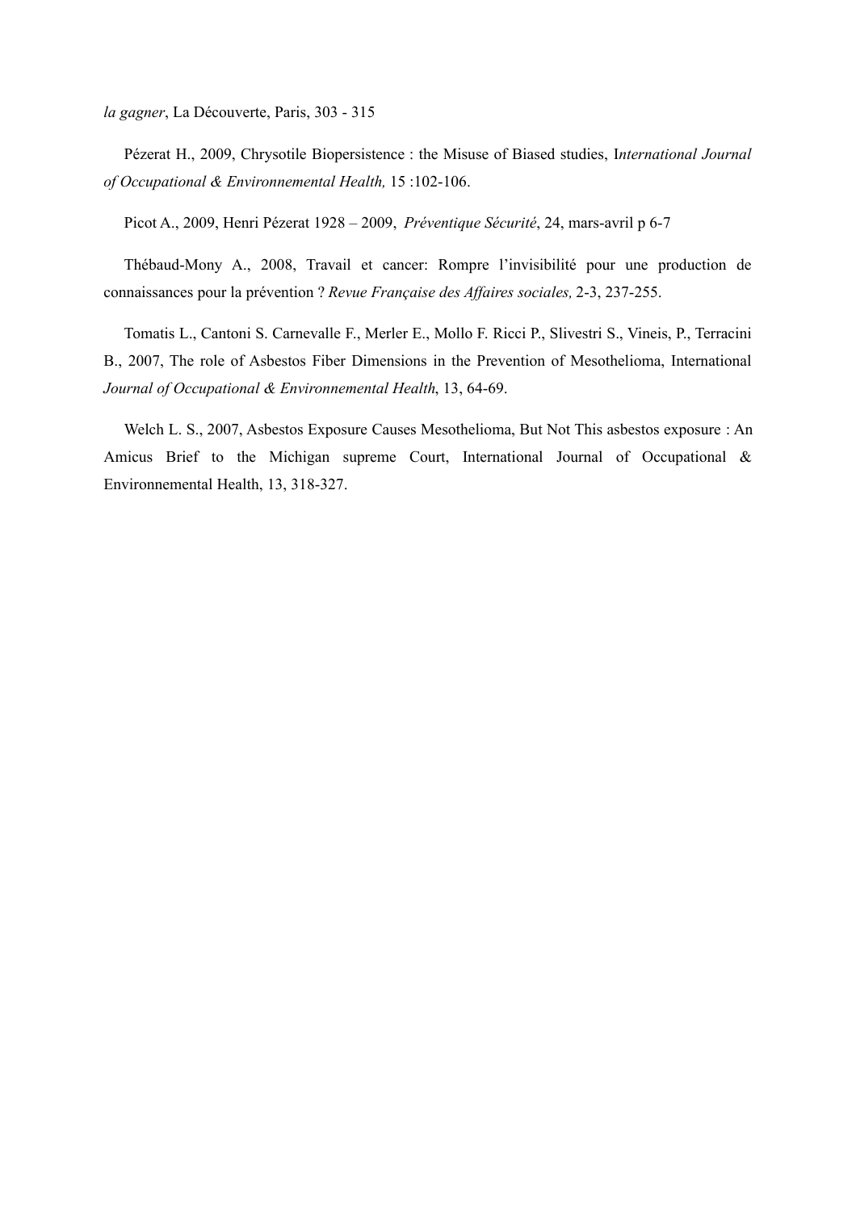*la gagner*, La Découverte, Paris, 303 - 315

Pézerat H., 2009, Chrysotile Biopersistence : the Misuse of Biased studies, I*nternational Journal of Occupational & Environnemental Health,* 15 :102-106.

Picot A., 2009, Henri Pézerat 1928 – 2009, *Préventique Sécurité*, 24, mars-avril p 6-7

Thébaud-Mony A., 2008, Travail et cancer: Rompre l'invisibilité pour une production de connaissances pour la prévention ? *Revue Française des Affaires sociales,* 2-3, 237-255.

Tomatis L., Cantoni S. Carnevalle F., Merler E., Mollo F. Ricci P., Slivestri S., Vineis, P., Terracini B., 2007, The role of Asbestos Fiber Dimensions in the Prevention of Mesothelioma, International *Journal of Occupational & Environnemental Health*, 13, 64-69.

Welch L. S., 2007, Asbestos Exposure Causes Mesothelioma, But Not This asbestos exposure : An Amicus Brief to the Michigan supreme Court, International Journal of Occupational & Environnemental Health, 13, 318-327.